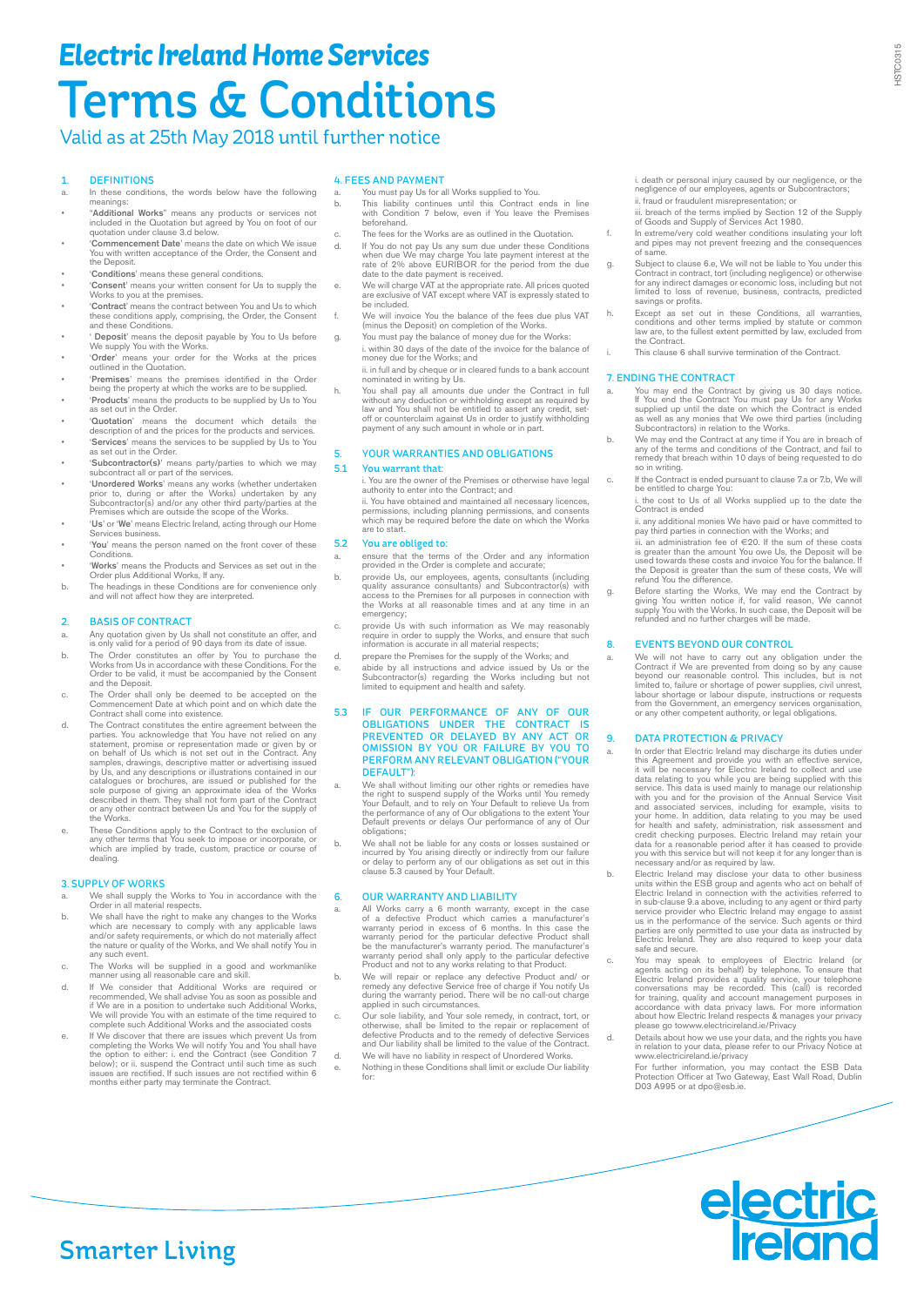# Electric Ireland Home Services

# Terms & Conditions

Valid as at 25th May 2018 until further notice

## 1. DEFINITIONS

a. In these conditions, the words below have the following meanings:

- "**Additional Works**" means any products or services not included in the Quotation but agreed by You on foot of our quotation under clause 3.d below.
- '**Commencement Date**' means the date on which We issue You with written acceptance of the Order, the Consent and the Deposit.
- '**Conditions**' means these general conditions.
- '**Consent**' means your written consent for Us to supply the Works to you at the premises.
- '**Contract**' means the contract between You and Us to which these conditions apply, comprising, the Order, the Consent and these Conditions.
- ' **Deposit**' means the deposit payable by You to Us before We supply You with the Works.
- '**Order**' means your order for the Works at the prices outlined in the Quotation.
- '**Premises**' means the premises identified in the Order being the property at which the works are to be supplied.
- '**Products**' means the products to be supplied by Us to You as set out in the Order.
- '**Quotation**' means the document which details the description of and the prices for the products and services.
- '**Services**' means the services to be supplied by Us to You as set out in the Order.
- '**Subcontractor(s)**' means party/parties to which we may subcontract all or part of the services.
- '**Unordered Works**' means any works (whether undertaken prior to, during or after the Works) undertaken by any Subcontractor(s) and/or any other third party/parties at the Premises which are outside the scope of the Works.
- '**Us**' or '**We**' means Electric Ireland, acting through our Home Services business.
- '**You**' means the person named on the front cover of these Conditions.
- '**Works**' means the Products and Services as set out in the Order plus Additional Works, If any.

b. The headings in these Conditions are for convenience only and will not affect how they are interpreted.

## 2. BASIS OF CONTRACT

a. Any quotation given by Us shall not constitute an offer, and is only valid for a period of 90 days from its date of issue.

b. The Order constitutes an offer by You to purchase the Works from Us in accordance with these Conditions. For the Order to be valid, it must be accompanied by the Consent and the Deposit.

c. The Order shall only be deemed to be accepted on the Commencement Date at which point and on which date the Contract shall come into existence.

d. The Contract constitutes the entire agreement between the parties. You acknowledge that You have not relied on any statement, promise or representation made or given by or on behalf of Us which is not set out in the Contract. Any samples, drawings, descriptive matter or advertising issued by Us, and any descriptions or illustrations contained in our catalogues or brochures, are issued or published for the sole purpose of giving an approximate idea of the Works described in them. They shall not form part of the Contract or any other contract between Us and You for the supply of the Works.

e. These Conditions apply to the Contract to the exclusion of any other terms that You seek to impose or incorporate, or which are implied by trade, custom, practice or course of dealing.

## 3. SUPPLY OF WORKS

a. We shall supply the Works to You in accordance with the Order in all material respects.

b. We shall have the right to make any changes to the Works which are necessary to comply with any applicable laws and/or safety requirements, or which do not materially affect the nature or quality of the Works, and We shall notify You in any such event.

c. The Works will be supplied in a good and workmanlike manner using all reasonable care and skill.

d. If We consider that Additional Works are required or recommended, We shall advise You as soon as possible and if We are in a position to undertake such Additional Works, We will provide You with an estimate of the time required to complete such Additional Works and the associated costs

e. If We discover that there are issues which prevent Us from completing the Works We will notify You and You shall have the option to either: i. end the Contract (see Condition 7 below); or ii. suspend the Contract until such time as such issues are rectified. If such issues are not rectified within 6 months either party may terminate the Contract.

## 4. FEES AND PAYMENT

a. You must pay Us for all Works supplied to You.

b. This liability continues until this Contract ends in line with Condition 7 below, even if You leave the Premises beforehand.

c. The fees for the Works are as outlined in the Quotation.

d. If You do not pay Us any sum due under these Conditions when due We may charge You late payment interest at the rate of 2% above EURIBOR for the period from the due date to the date payment is received.

e. We will charge VAT at the appropriate rate. All prices quoted are exclusive of VAT except where VAT is expressly stated to be included.

f. We will invoice You the balance of the fees due plus VAT (minus the Deposit) on completion of the Works.

g. You must pay the balance of money due for the Works:

i. within 30 days of the date of the invoice for the balance of money due for the Works; and

ii. in full and by cheque or in cleared funds to a bank account nominated in writing by Us.

h. You shall pay all amounts due under the Contract in full without any deduction or withholding except as required by law and You shall not be entitled to assert any credit, set-off or counterclaim against Us in order to justify withholding payment of any such amount in whole or in part.

## 5. YOUR WARRANTIES AND OBLIGATIONS

### 5.1 You warrant that:

i. You are the owner of the Premises or otherwise have legal authority to enter into the Contract; and

ii. You have obtained and maintained all necessary licences, permissions, including planning permissions, and consents which may be required before the date on which the Works are to start.

### 5.2 You are obliged to:

a. ensure that the terms of the Order and any information provided in the Order is complete and accurate;

b. provide Us, our employees, agents, consultants (including quality assurance consultants) and Subcontractor(s) with access to the Premises for all purposes in connection with the Works at all reasonable times and at any time in an emergency;

c. provide Us with such information as We may reasonably require in order to supply the Works, and ensure that such information is accurate in all material respects;

d. prepare the Premises for the supply of the Works; and

e. abide by all instructions and advice issued by Us or the Subcontractor(s) regarding the Works including but not limited to equipment and health and safety.

### 5.3 IF OUR PERFORMANCE OF ANY OF OUR OBLIGATIONS UNDER THE CONTRACT IS PREVENTED OR DELAYED BY ANY ACT OR OMISSION BY YOU OR FAILURE BY YOU TO PERFORM ANY RELEVANT OBLIGATION ("YOUR DEFAULT"):

a. We shall without limiting our other rights or remedies have the right to suspend supply of the Works until You remedy Your Default, and to rely on Your Default to relieve Us from the performance of any of Our obligations to the extent Your Default prevents or delays Our performance of any of Our obligations;

b. We shall not be liable for any costs or losses sustained or incurred by You arising directly or indirectly from our failure or delay to perform any of our obligations as set out in this clause 5.3 caused by Your Default.

## 6. OUR WARRANTY AND LIABILITY

a. All Works carry a 6 month warranty, except in the case of a defective Product which carries a manufacturer's warranty period in excess of 6 months. In this case the warranty period for the particular defective Product shall be the manufacturer's warranty period. The manufacturer's warranty period shall only apply to the particular defective Product and not to any works relating to that Product.

b. We will repair or replace any defective Product and/ or remedy any defective Service free of charge if You notify Us during the warranty period. There will be no call-out charge applied in such circumstances.

c. Our sole liability, and Your sole remedy, in contract, tort, or otherwise, shall be limited to the repair or replacement of defective Products and to the remedy of defective Services and Our liability shall be limited to the value of the Contract.

d. We will have no liability in respect of Unordered Works.

e. Nothing in these Conditions shall limit or exclude Our liability for:

i. death or personal injury caused by our negligence, or the negligence of our employees, agents or Subcontractors;

ii. fraud or fraudulent misrepresentation; or

iii. breach of the terms implied by Section 12 of the Supply of Goods and Supply of Services Act 1980.

f. In extreme/very cold weather conditions insulating your loft and pipes may not prevent freezing and the consequences of same.

g. Subject to clause 6.e, We will not be liable to You under this Contract in contract, tort (including negligence) or otherwise for any indirect damages or economic loss, including but not limited to loss of revenue, business, contracts, predicted savings or profits.

h. Except as set out in these Conditions, all warranties, conditions and other terms implied by statute or common law are, to the fullest extent permitted by law, excluded from the Contract.

i. This clause 6 shall survive termination of the Contract.

## 7. ENDING THE CONTRACT

a. You may end the Contract by giving us 30 days notice. If You end the Contract You must pay Us for any Works supplied up until the date on which the Contract is ended as well as any monies that We owe third parties (including Subcontractors) in relation to the Works.

b. We may end the Contract at any time if You are in breach of any of the terms and conditions of the Contract, and fail to remedy that breach within 10 days of being requested to do so in writing.

c. If the Contract is ended pursuant to clause 7.a or 7.b, We will be entitled to charge You:

i. the cost to Us of all Works supplied up to the date the Contract is ended

ii. any additional monies We have paid or have committed to pay third parties in connection with the Works; and

iii. an administration fee of €20. If the sum of these costs is greater than the amount You owe Us, the Deposit will be used towards these costs and invoice You for the balance. If the Deposit is greater than the sum of these costs, We will refund You the difference.

g. Before starting the Works, We may end the Contract by giving You written notice if, for valid reason, We cannot supply You with the Works. In such case, the Deposit will be refunded and no further charges will be made.

## 8. EVENTS BEYOND OUR CONTROL

a. We will not have to carry out any obligation under the Contract if We are prevented from doing so by any cause beyond our reasonable control. This includes, but is not limited to, failure or shortage of power supplies, civil unrest, labour shortage or labour dispute, instructions or requests from the Government, an emergency services organisation, or any other competent authority, or legal obligations.

## 9. DATA PROTECTION & PRIVACY

a. In order that Electric Ireland may discharge its duties under this Agreement and provide you with an effective service, it will be necessary for Electric Ireland to collect and use data relating to you while you are being supplied with this service. This data is used mainly to manage our relationship with you and for the provision of the Annual Service Visit and associated services, including for example, visits to your home. In addition, data relating to you may be used for health and safety, administration, risk assessment and credit checking purposes. Electric Ireland may retain your data for a reasonable period after it has ceased to provide you with this service but will not keep it for any longer than is necessary and/or as required by law.

b. Electric Ireland may disclose your data to other business units within the ESB group and agents who act on behalf of Electric Ireland in connection with the activities referred to in sub-clause 9.a above, including to any agent or third party service provider who Electric Ireland may engage to assist us in the performance of the service. Such agents or third parties are only permitted to use your data as instructed by Electric Ireland. They are also required to keep your data safe and secure.

c. You may speak to employees of Electric Ireland (or agents acting on its behalf) by telephone. To ensure that Electric Ireland provides a quality service, your telephone conversations may be recorded. This (call) is recorded for training, quality and account management purposes in accordance with data privacy laws. For more information about how Electric Ireland respects & manages your privacy please go towww.electricireland.ie/Privacy

d. Details about how we use your data, and the rights you have in relation to your data, please refer to our Privacy Notice at www.electricireland.ie/privacy

For further information, you may contact the ESB Data Protection Officer at Two Gateway, East Wall Road, Dublin D03 A995 or at dpo@esb.ie.

Smarter Living

electric Ireland

HSTC0315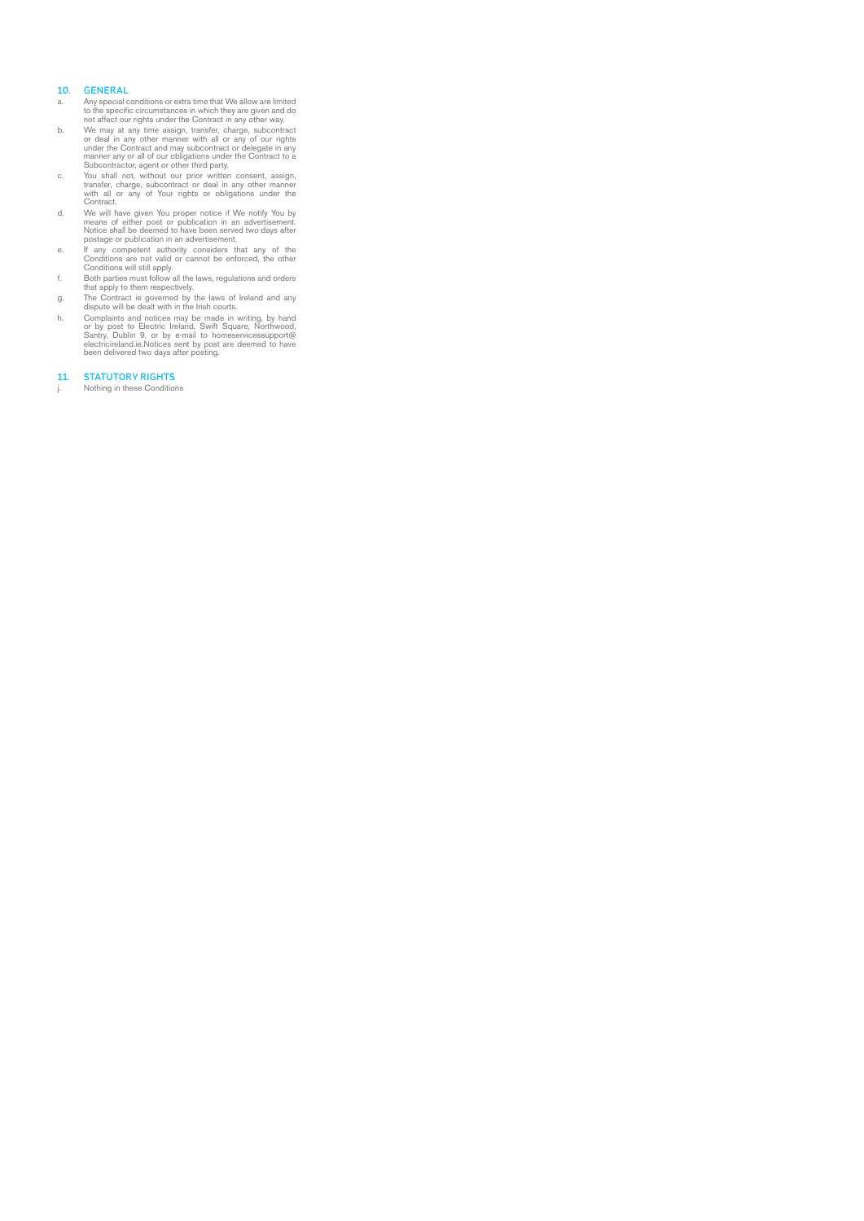## 10. GENERAL

a. Any special conditions or extra time that We allow are limited to the specific circumstances in which they are given and do not affect our rights under the Contract in any other way.

b. We may at any time assign, transfer, charge, subcontract or deal in any other manner with all or any of our rights under the Contract and may subcontract or delegate in any manner any or all of our obligations under the Contract to a Subcontractor, agent or other third party.

c. You shall not, without our prior written consent, assign, transfer, charge, subcontract or deal in any other manner with all or any of Your rights or obligations under the Contract.

d. We will have given You proper notice if We notify You by means of either post or publication in an advertisement. Notice shall be deemed to have been served two days after postage or publication in an advertisement.

e. If any competent authority considers that any of the Conditions are not valid or cannot be enforced, the other Conditions will still apply.

f. Both parties must follow all the laws, regulations and orders that apply to them respectively.

g. The Contract is governed by the laws of Ireland and any dispute will be dealt with in the Irish courts.

h. Complaints and notices may be made in writing, by hand or by post to Electric Ireland, Swift Square, Northwood, Santry, Dublin 9, or by e-mail to homeservicessupport@electricireland.ie.Notices sent by post are deemed to have been delivered two days after posting.

## 11. STATUTORY RIGHTS

j. Nothing in these Conditions